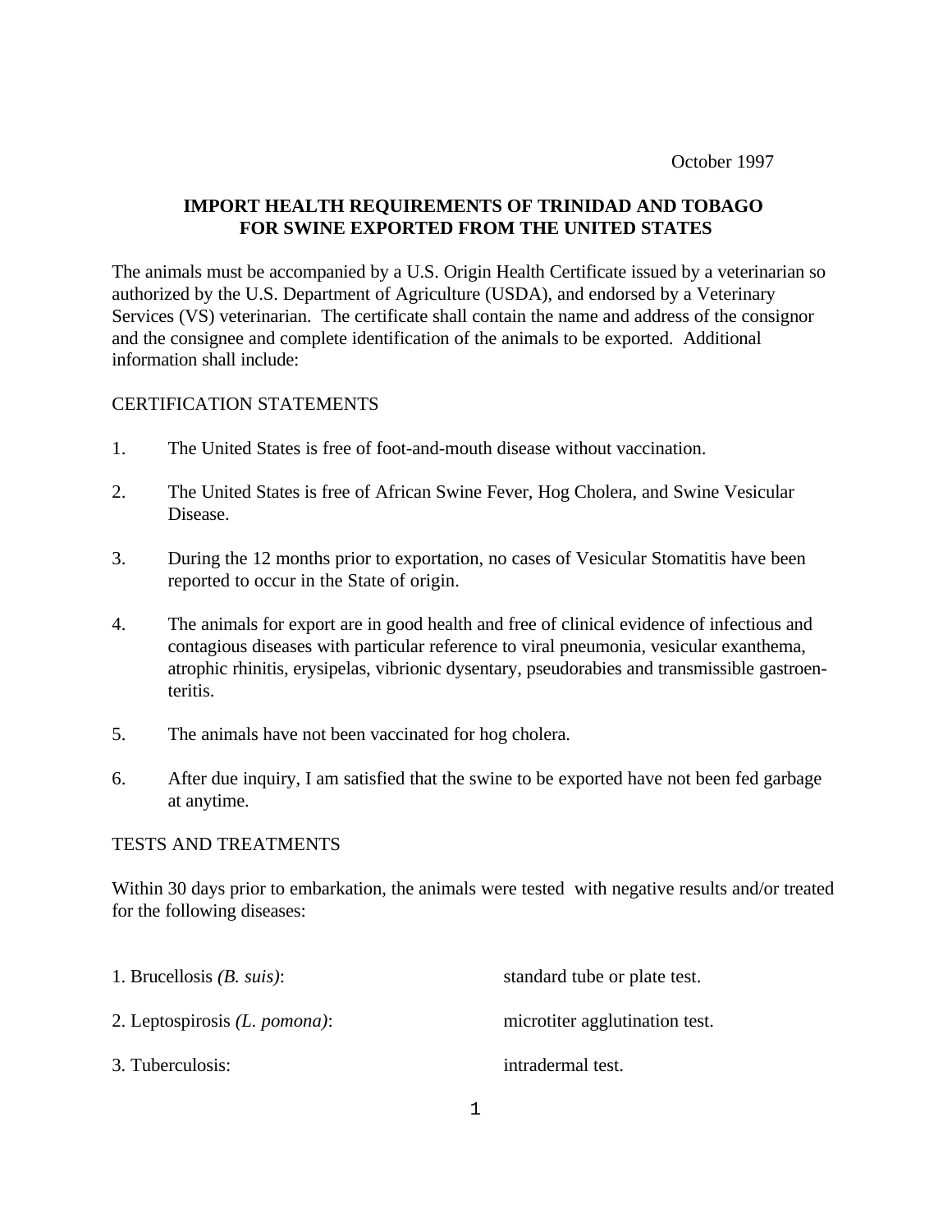October 1997

# IMPORT HEALTH REQUIREMENTS OF TRINIDAD AND TOBAGO FOR SWINE EXPORTED FROM THE UNITED STATES

The animals must be accompanied by a U.S. Origin Health Certificate issued by a veterinarian so authorized by the U.S. Department of Agriculture (USDA), and endorsed by a Veterinary Services (VS) veterinarian. The certificate shall contain the name and address of the consignor and the consignee and complete identification of the animals to be exported. Additional information shall include:

## CERTIFICATION STATEMENTS

1. The United States is free of foot-and-mouth disease without vaccination.
2. The United States is free of African Swine Fever, Hog Cholera, and Swine Vesicular Disease.
3. During the 12 months prior to exportation, no cases of Vesicular Stomatitis have been reported to occur in the State of origin.
4. The animals for export are in good health and free of clinical evidence of infectious and contagious diseases with particular reference to viral pneumonia, vesicular exanthema, atrophic rhinitis, erysipelas, vibrionic dysentary, pseudorabies and transmissible gastroenteritis.
5. The animals have not been vaccinated for hog cholera.
6. After due inquiry, I am satisfied that the swine to be exported have not been fed garbage at anytime.

## TESTS AND TREATMENTS

Within 30 days prior to embarkation, the animals were tested with negative results and/or treated for the following diseases:

| | |
|---|---|
| 1. Brucellosis *(B. suis)*: | standard tube or plate test. |
| 2. Leptospirosis *(L. pomona)*: | microtiter agglutination test. |
| 3. Tuberculosis: | intradermal test. |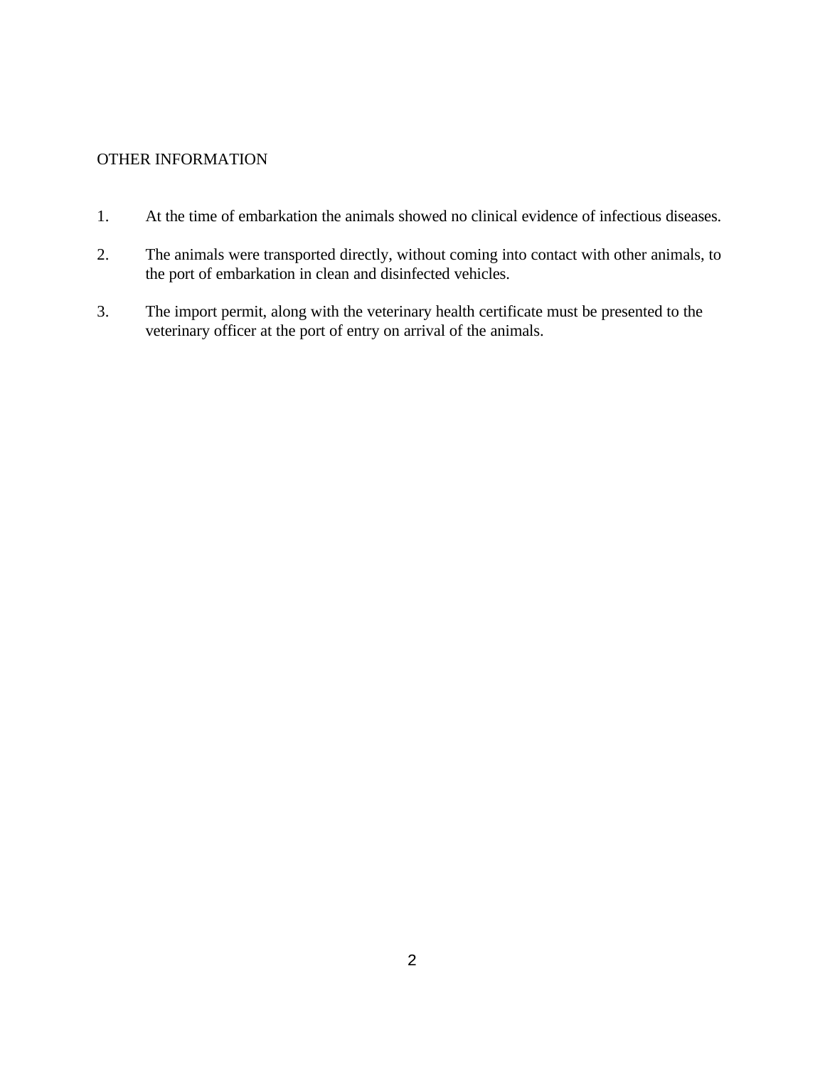OTHER INFORMATION

1. At the time of embarkation the animals showed no clinical evidence of infectious diseases.

2. The animals were transported directly, without coming into contact with other animals, to the port of embarkation in clean and disinfected vehicles.

3. The import permit, along with the veterinary health certificate must be presented to the veterinary officer at the port of entry on arrival of the animals.